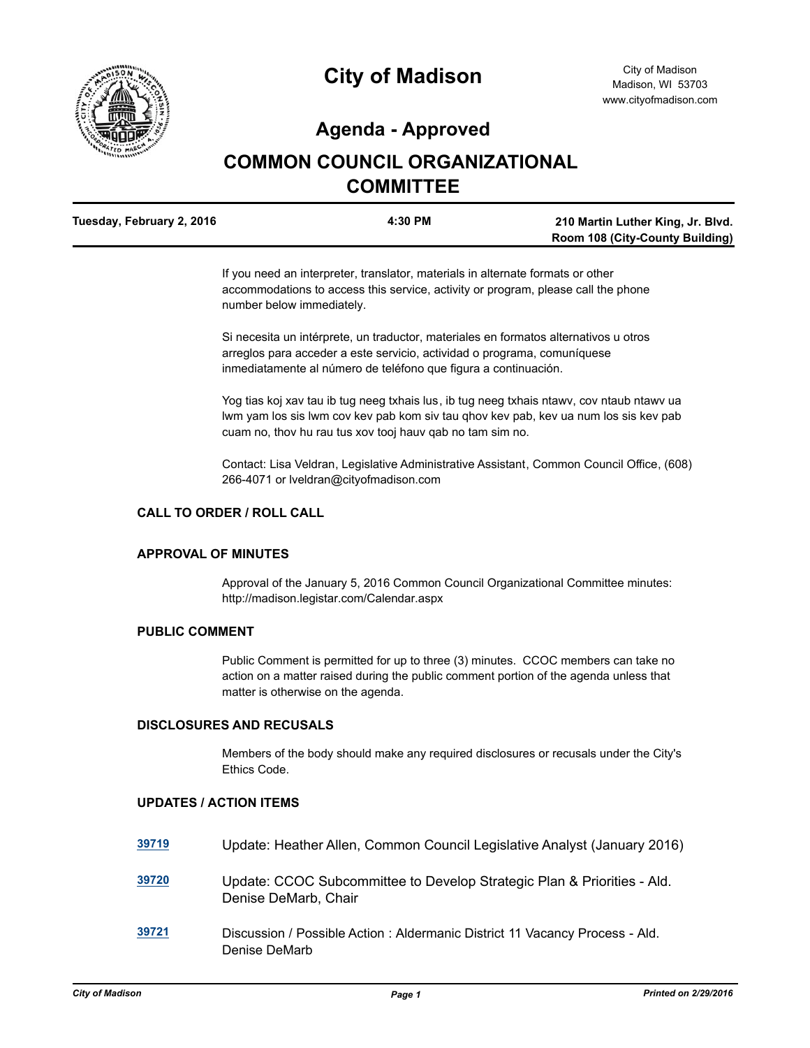# City of Madison

City of Madison
Madison, WI 53703
www.cityofmadison.com

## Agenda - Approved

# COMMON COUNCIL ORGANIZATIONAL COMMITTEE

**Tuesday, February 2, 2016** | **4:30 PM** | **210 Martin Luther King, Jr. Blvd. Room 108 (City-County Building)**

If you need an interpreter, translator, materials in alternate formats or other accommodations to access this service, activity or program, please call the phone number below immediately.

Si necesita un intérprete, un traductor, materiales en formatos alternativos u otros arreglos para acceder a este servicio, actividad o programa, comuníquese inmediatamente al número de teléfono que figura a continuación.

Yog tias koj xav tau ib tug neeg txhais lus, ib tug neeg txhais ntawv, cov ntaub ntawv ua lwm yam los sis lwm cov kev pab kom siv tau qhov kev pab, kev ua num los sis kev pab cuam no, thov hu rau tus xov tooj hauv qab no tam sim no.

Contact: Lisa Veldran, Legislative Administrative Assistant, Common Council Office, (608) 266-4071 or lveldran@cityofmadison.com

### CALL TO ORDER / ROLL CALL

### APPROVAL OF MINUTES

Approval of the January 5, 2016 Common Council Organizational Committee minutes: http://madison.legistar.com/Calendar.aspx

### PUBLIC COMMENT

Public Comment is permitted for up to three (3) minutes. CCOC members can take no action on a matter raised during the public comment portion of the agenda unless that matter is otherwise on the agenda.

### DISCLOSURES AND RECUSALS

Members of the body should make any required disclosures or recusals under the City's Ethics Code.

### UPDATES / ACTION ITEMS

**39719** Update: Heather Allen, Common Council Legislative Analyst (January 2016)

**39720** Update: CCOC Subcommittee to Develop Strategic Plan & Priorities - Ald. Denise DeMarb, Chair

**39721** Discussion / Possible Action : Aldermanic District 11 Vacancy Process - Ald. Denise DeMarb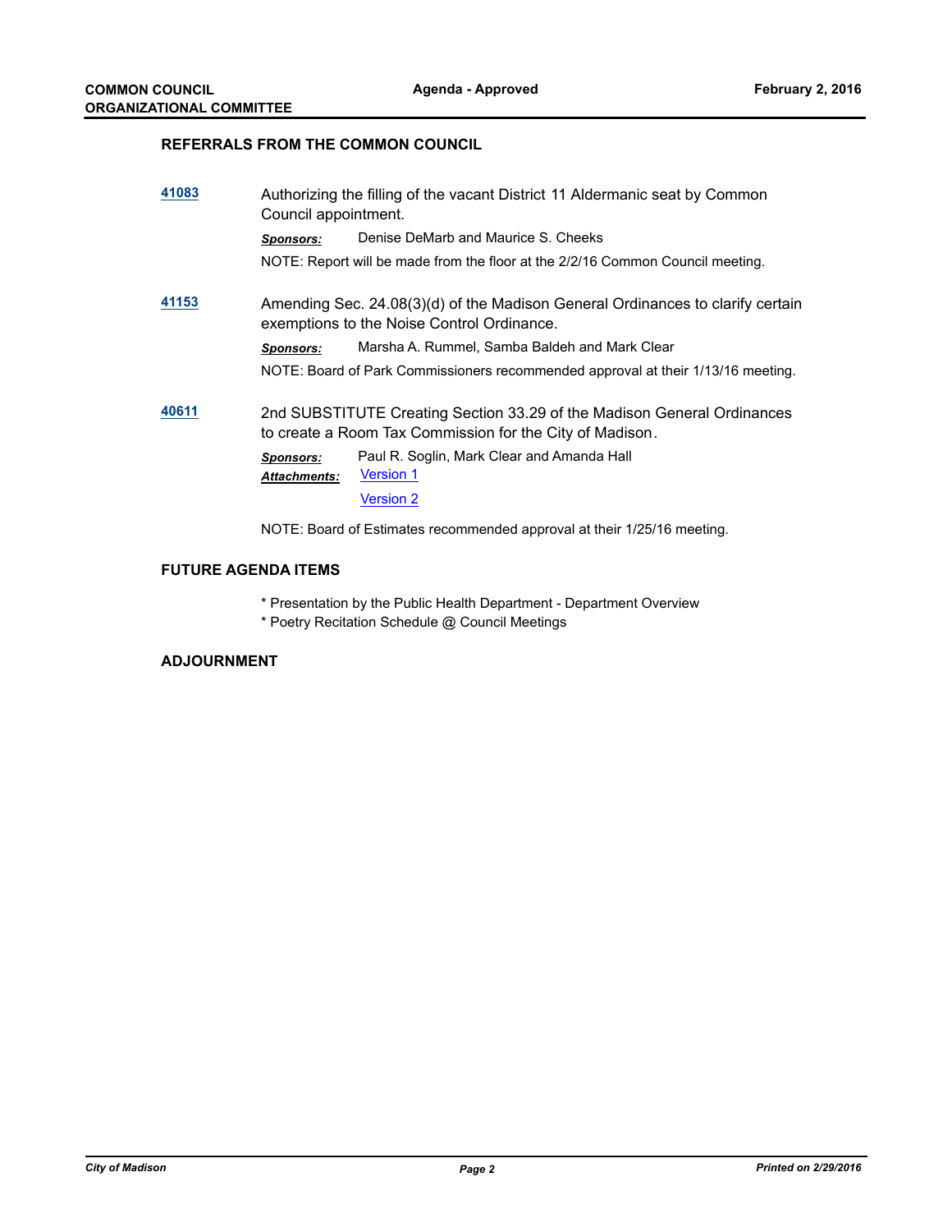## REFERRALS FROM THE COMMON COUNCIL

**41083** Authorizing the filling of the vacant District 11 Aldermanic seat by Common Council appointment.

***Sponsors:*** Denise DeMarb and Maurice S. Cheeks

NOTE: Report will be made from the floor at the 2/2/16 Common Council meeting.

**41153** Amending Sec. 24.08(3)(d) of the Madison General Ordinances to clarify certain exemptions to the Noise Control Ordinance.

***Sponsors:*** Marsha A. Rummel, Samba Baldeh and Mark Clear

NOTE: Board of Park Commissioners recommended approval at their 1/13/16 meeting.

**40611** 2nd SUBSTITUTE Creating Section 33.29 of the Madison General Ordinances to create a Room Tax Commission for the City of Madison.

***Sponsors:*** Paul R. Soglin, Mark Clear and Amanda Hall

***Attachments:*** Version 1

Version 2

NOTE: Board of Estimates recommended approval at their 1/25/16 meeting.

## FUTURE AGENDA ITEMS

* Presentation by the Public Health Department - Department Overview
* Poetry Recitation Schedule @ Council Meetings

## ADJOURNMENT